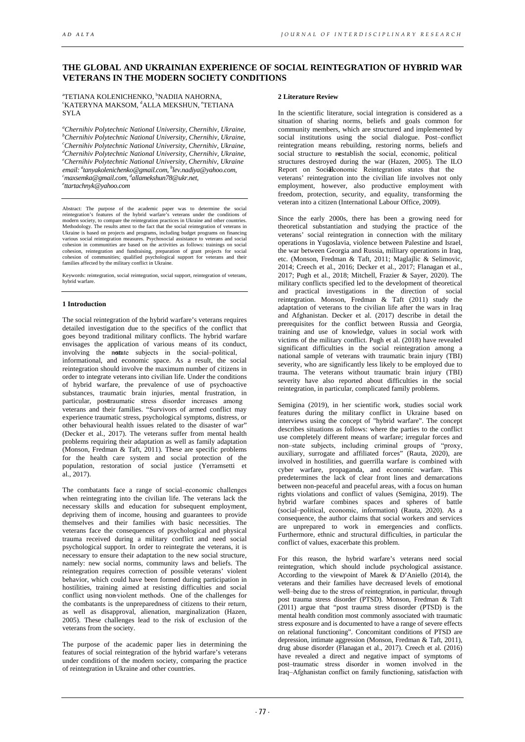# THE GLOBAL AND UKRAINIAN EXPERIENCE OF SOCIAL REINTEGRATION OF HYBRID WAR VETERANS IN THE MODERN SOCIETY CONDITIONS

[a]TETIANA KOLENICHENKO, [b]NADIIA NAHORNA, [c]KATERYNA MAKSOM, [d]ALLA MEKSHUN, [e]TETIANA SYLA

*[a]Chernihiv Polytechnic National University, Chernihiv, Ukraine,*
*[b]Chernihiv Polytechnic National University, Chernihiv, Ukraine,*
*[c]Chernihiv Polytechnic National University, Chernihiv, Ukraine,*
*[d]Chernihiv Polytechnic National University, Chernihiv, Ukraine,*
*[e]Chernihiv Polytechnic National University, Chernihiv, Ukraine*
*email: [a]tanyakolenichenko@gmail.com, [b]lev.nadiya@yahoo.com, [c]maxsemka@gmail.com, [d]allamekshun78@ukr.net, [e]ttartachnyk@yahoo.com*

Abstract: The purpose of the academic paper was to determine the social reintegration's features of the hybrid warfare's veterans under the conditions of modern society, to compare the reintegration practices in Ukraine and other countries. Methodology. The results attest to the fact that the social reintegration of veterans in Ukraine is based on projects and programs, including budget programs on financing various social reintegration measures. Psychosocial assistance to veterans and social cohesion in communities are based on the activities as follows: trainings on social cohesion, reintegration and fundraising, preparation of grant projects for social cohesion of communities; qualified psychological support for veterans and their families affected by the military conflict in Ukraine.

Keywords: reintegration, social reintegration, social support, reintegration of veterans, hybrid warfare.

## 1 Introduction

The social reintegration of the hybrid warfare's veterans requires detailed investigation due to the specifics of the conflict that goes beyond traditional military conflicts. The hybrid warfare envisages the application of various means of its conduct, involving the non-state subjects in the social–political, informational, and economic space. As a result, the social reintegration should involve the maximum number of citizens in order to integrate veterans into civilian life. Under the conditions of hybrid warfare, the prevalence of use of psychoactive substances, traumatic brain injuries, mental frustration, in particular, post-traumatic stress disorder increases among veterans and their families. "Survivors of armed conflict may experience traumatic stress, psychological symptoms, distress, or other behavioural health issues related to the disaster of war" (Decker et al., 2017). The veterans suffer from mental health problems requiring their adaptation as well as family adaptation (Monson, Fredman & Taft, 2011). These are specific problems for the health care system and social protection of the population, restoration of social justice (Yerramsetti et al., 2017).

The combatants face a range of social–economic challenges when reintegrating into the civilian life. The veterans lack the necessary skills and education for subsequent employment, depriving them of income, housing and guarantees to provide themselves and their families with basic necessities. The veterans face the consequences of psychological and physical trauma received during a military conflict and need social psychological support. In order to reintegrate the veterans, it is necessary to ensure their adaptation to the new social structure, namely: new social norms, community laws and beliefs. The reintegration requires correction of possible veterans' violent behavior, which could have been formed during participation in hostilities, training aimed at resisting difficulties and social conflict using non-violent methods. One of the challenges for the combatants is the unpreparedness of citizens to their return, as well as disapproval, alienation, marginalization (Hazen, 2005). These challenges lead to the risk of exclusion of the veterans from the society.

The purpose of the academic paper lies in determining the features of social reintegration of the hybrid warfare's veterans under conditions of the modern society, comparing the practice of reintegration in Ukraine and other countries.

## 2 Literature Review

In the scientific literature, social integration is considered as a situation of sharing norms, beliefs and goals common for community members, which are structured and implemented by social institutions using the social dialogue. Post–conflict reintegration means rebuilding, restoring norms, beliefs and social structure to re-establish the social, economic, political structures destroyed during the war (Hazen, 2005). The ILO Report on Socio-Economic Reintegration states that the veterans' reintegration into the civilian life involves not only employment, however, also productive employment with freedom, protection, security, and equality, transforming the veteran into a citizen (International Labour Office, 2009).

Since the early 2000s, there has been a growing need for theoretical substantiation and studying the practice of the veterans' social reintegration in connection with the military operations in Yugoslavia, violence between Palestine and Israel, the war between Georgia and Russia, military operations in Iraq, etc. (Monson, Fredman & Taft, 2011; Maglajlic & Selimovic, 2014; Creech et al., 2016; Decker et al., 2017; Flanagan et al., 2017; Pugh et al., 2018; Mitchell, Frazier & Sayer, 2020). The military conflicts specified led to the development of theoretical and practical investigations in the direction of social reintegration. Monson, Fredman & Taft (2011) study the adaptation of veterans to the civilian life after the wars in Iraq and Afghanistan. Decker et al. (2017) describe in detail the prerequisites for the conflict between Russia and Georgia, training and use of knowledge, values in social work with victims of the military conflict. Pugh et al. (2018) have revealed significant difficulties in the social reintegration among a national sample of veterans with traumatic brain injury (TBI) severity, who are significantly less likely to be employed due to trauma. The veterans without traumatic brain injury (TBI) severity have also reported about difficulties in the social reintegration, in particular, complicated family problems.

Semigina (2019), in her scientific work, studies social work features during the military conflict in Ukraine based on interviews using the concept of "hybrid warfare". The concept describes situations as follows: where the parties to the conflict use completely different means of warfare; irregular forces and non–state subjects, including criminal groups of "proxy, auxiliary, surrogate and affiliated forces" (Rauta, 2020), are involved in hostilities, and guerrilla warfare is combined with cyber warfare, propaganda, and economic warfare. This predetermines the lack of clear front lines and demarcations between non-peaceful and peaceful areas, with a focus on human rights violations and conflict of values (Semigina, 2019). The hybrid warfare combines spaces and spheres of battle (social–political, economic, information) (Rauta, 2020). As a consequence, the author claims that social workers and services are unprepared to work in emergencies and conflicts. Furthermore, ethnic and structural difficulties, in particular the conflict of values, exacerbate this problem.

For this reason, the hybrid warfare's veterans need social reintegration, which should include psychological assistance. According to the viewpoint of Marek & D'Aniello (2014), the veterans and their families have decreased levels of emotional well–being due to the stress of reintegration, in particular, through post trauma stress disorder (PTSD). Monson, Fredman & Taft (2011) argue that "post trauma stress disorder (PTSD) is the mental health condition most commonly associated with traumatic stress exposure and is documented to have a range of severe effects on relational functioning". Concomitant conditions of PTSD are depression, intimate aggression (Monson, Fredman & Taft, 2011), drug abuse disorder (Flanagan et al., 2017). Creech et al. (2016) have revealed a direct and negative impact of symptoms of post–traumatic stress disorder in women involved in the Iraq–Afghanistan conflict on family functioning, satisfaction with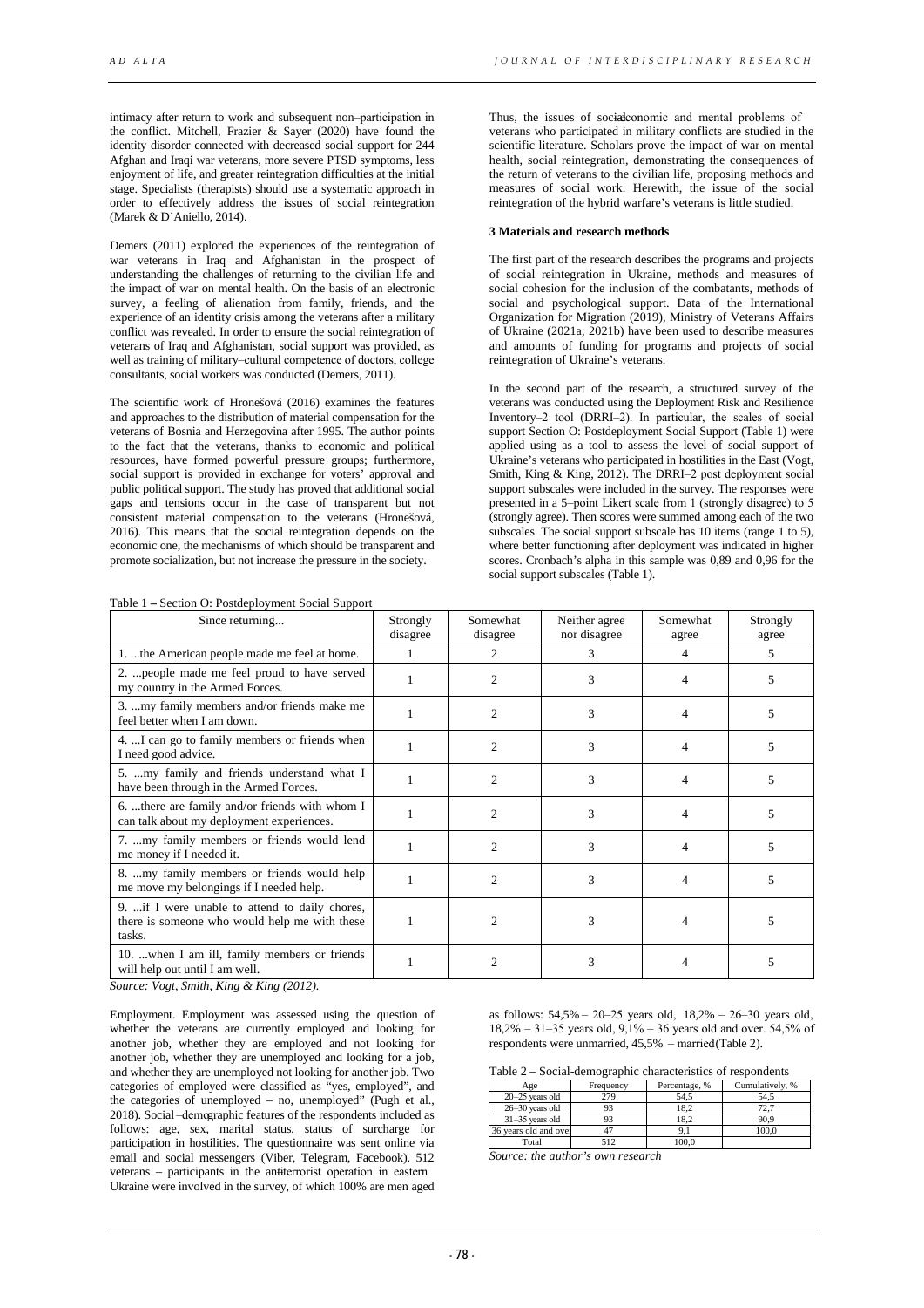intimacy after return to work and subsequent non–participation in the conflict. Mitchell, Frazier & Sayer (2020) have found the identity disorder connected with decreased social support for 244 Afghan and Iraqi war veterans, more severe PTSD symptoms, less enjoyment of life, and greater reintegration difficulties at the initial stage. Specialists (therapists) should use a systematic approach in order to effectively address the issues of social reintegration (Marek & D'Aniello, 2014).

Demers (2011) explored the experiences of the reintegration of war veterans in Iraq and Afghanistan in the prospect of understanding the challenges of returning to the civilian life and the impact of war on mental health. On the basis of an electronic survey, a feeling of alienation from family, friends, and the experience of an identity crisis among the veterans after a military conflict was revealed. In order to ensure the social reintegration of veterans of Iraq and Afghanistan, social support was provided, as well as training of military–cultural competence of doctors, college consultants, social workers was conducted (Demers, 2011).

The scientific work of Hronešová (2016) examines the features and approaches to the distribution of material compensation for the veterans of Bosnia and Herzegovina after 1995. The author points to the fact that the veterans, thanks to economic and political resources, have formed powerful pressure groups; furthermore, social support is provided in exchange for voters' approval and public political support. The study has proved that additional social gaps and tensions occur in the case of transparent but not consistent material compensation to the veterans (Hronešová, 2016). This means that the social reintegration depends on the economic one, the mechanisms of which should be transparent and promote socialization, but not increase the pressure in the society.

Thus, the issues of social–economic and mental problems of veterans who participated in military conflicts are studied in the scientific literature. Scholars prove the impact of war on mental health, social reintegration, demonstrating the consequences of the return of veterans to the civilian life, proposing methods and measures of social work. Herewith, the issue of the social reintegration of the hybrid warfare's veterans is little studied.

### 3 Materials and research methods

The first part of the research describes the programs and projects of social reintegration in Ukraine, methods and measures of social cohesion for the inclusion of the combatants, methods of social and psychological support. Data of the International Organization for Migration (2019), Ministry of Veterans Affairs of Ukraine (2021a; 2021b) have been used to describe measures and amounts of funding for programs and projects of social reintegration of Ukraine's veterans.

In the second part of the research, a structured survey of the veterans was conducted using the Deployment Risk and Resilience Inventory–2 tool (DRRI–2). In particular, the scales of social support Section O: Postdeployment Social Support (Table 1) were applied using as a tool to assess the level of social support of Ukraine's veterans who participated in hostilities in the East (Vogt, Smith, King & King, 2012). The DRRI–2 post deployment social support subscales were included in the survey. The responses were presented in a 5–point Likert scale from 1 (strongly disagree) to 5 (strongly agree). Then scores were summed among each of the two subscales. The social support subscale has 10 items (range 1 to 5), where better functioning after deployment was indicated in higher scores. Cronbach's alpha in this sample was 0,89 and 0,96 for the social support subscales (Table 1).

Table 1 – Section O: Postdeployment Social Support

| Since returning... | Strongly disagree | Somewhat disagree | Neither agree nor disagree | Somewhat agree | Strongly agree |
|---|---|---|---|---|---|
| 1. ...the American people made me feel at home. | 1 | 2 | 3 | 4 | 5 |
| 2. ...people made me feel proud to have served my country in the Armed Forces. | 1 | 2 | 3 | 4 | 5 |
| 3. ...my family members and/or friends make me feel better when I am down. | 1 | 2 | 3 | 4 | 5 |
| 4. ...I can go to family members or friends when I need good advice. | 1 | 2 | 3 | 4 | 5 |
| 5. ...my family and friends understand what I have been through in the Armed Forces. | 1 | 2 | 3 | 4 | 5 |
| 6. ...there are family and/or friends with whom I can talk about my deployment experiences. | 1 | 2 | 3 | 4 | 5 |
| 7. ...my family members or friends would lend me money if I needed it. | 1 | 2 | 3 | 4 | 5 |
| 8. ...my family members or friends would help me move my belongings if I needed help. | 1 | 2 | 3 | 4 | 5 |
| 9. ...if I were unable to attend to daily chores, there is someone who would help me with these tasks. | 1 | 2 | 3 | 4 | 5 |
| 10. ...when I am ill, family members or friends will help out until I am well. | 1 | 2 | 3 | 4 | 5 |

*Source: Vogt, Smith, King & King (2012).*

Employment. Employment was assessed using the question of whether the veterans are currently employed and looking for another job, whether they are employed and not looking for another job, whether they are unemployed and looking for a job, and whether they are unemployed not looking for another job. Two categories of employed were classified as "yes, employed", and the categories of unemployed – no, unemployed" (Pugh et al., 2018). Social–demographic features of the respondents included as follows: age, sex, marital status, status of surcharge for participation in hostilities. The questionnaire was sent online via email and social messengers (Viber, Telegram, Facebook). 512 veterans – participants in the antiterrorist operation in eastern Ukraine were involved in the survey, of which 100% are men aged as follows: 54,5% – 20–25 years old, 18,2% – 26–30 years old, 18,2% – 31–35 years old, 9,1% – 36 years old and over. 54,5% of respondents were unmarried, 45,5% – married (Table 2).

Table 2 – Social-demographic characteristics of respondents

| Age | Frequency | Percentage, % | Cumulatively, % |
|---|---|---|---|
| 20–25 years old | 279 | 54,5 | 54,5 |
| 26–30 years old | 93 | 18,2 | 72,7 |
| 31–35 years old | 93 | 18,2 | 90,9 |
| 36 years old and over | 47 | 9,1 | 100,0 |
| Total | 512 | 100,0 | |

*Source: the author's own research*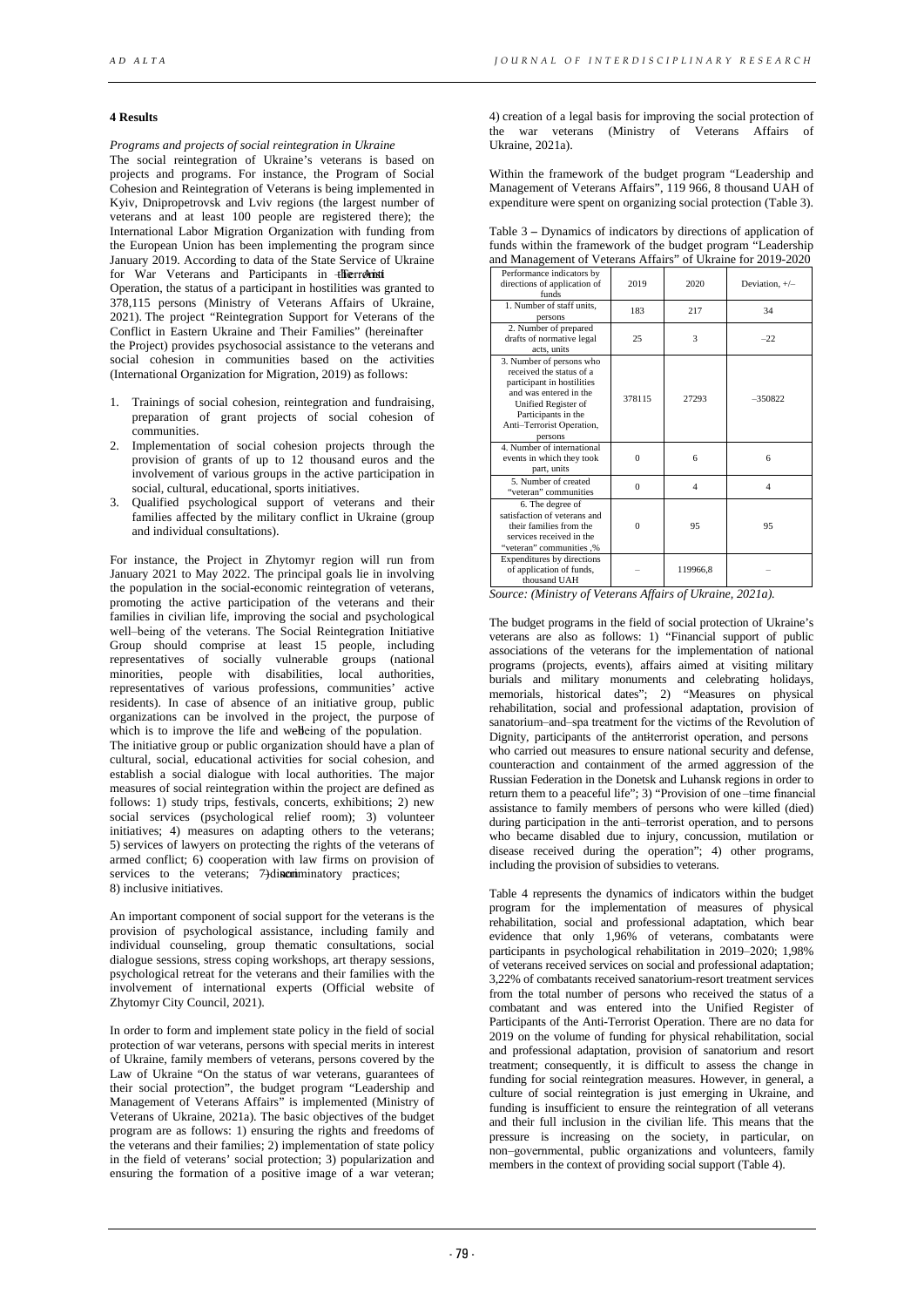## 4 Results

*Programs and projects of social reintegration in Ukraine*

The social reintegration of Ukraine's veterans is based on projects and programs. For instance, the Program of Social Cohesion and Reintegration of Veterans is being implemented in Kyiv, Dnipropetrovsk and Lviv regions (the largest number of veterans and at least 100 people are registered there); the International Labor Migration Organization with funding from the European Union has been implementing the program since January 2019. According to data of the State Service of Ukraine for War Veterans and Participants in the Anti-Terrorist Operation, the status of a participant in hostilities was granted to 378,115 persons (Ministry of Veterans Affairs of Ukraine, 2021). The project "Reintegration Support for Veterans of the Conflict in Eastern Ukraine and Their Families" (hereinafter the Project) provides psychosocial assistance to the veterans and social cohesion in communities based on the activities (International Organization for Migration, 2019) as follows:

1. Trainings of social cohesion, reintegration and fundraising, preparation of grant projects of social cohesion of communities.
2. Implementation of social cohesion projects through the provision of grants of up to 12 thousand euros and the involvement of various groups in the active participation in social, cultural, educational, sports initiatives.
3. Qualified psychological support of veterans and their families affected by the military conflict in Ukraine (group and individual consultations).

For instance, the Project in Zhytomyr region will run from January 2021 to May 2022. The principal goals lie in involving the population in the social-economic reintegration of veterans, promoting the active participation of the veterans and their families in civilian life, improving the social and psychological well–being of the veterans. The Social Reintegration Initiative Group should comprise at least 15 people, including representatives of socially vulnerable groups (national minorities, people with disabilities, local authorities, representatives of various professions, communities' active residents). In case of absence of an initiative group, public organizations can be involved in the project, the purpose of which is to improve the life and well-being of the population.

The initiative group or public organization should have a plan of cultural, social, educational activities for social cohesion, and establish a social dialogue with local authorities. The major measures of social reintegration within the project are defined as follows: 1) study trips, festivals, concerts, exhibitions; 2) new social services (psychological relief room); 3) volunteer initiatives; 4) measures on adapting others to the veterans; 5) services of lawyers on protecting the rights of the veterans of armed conflict; 6) cooperation with law firms on provision of services to the veterans; 7) anti-discriminatory practices; 8) inclusive initiatives.

An important component of social support for the veterans is the provision of psychological assistance, including family and individual counseling, group thematic consultations, social dialogue sessions, stress coping workshops, art therapy sessions, psychological retreat for the veterans and their families with the involvement of international experts (Official website of Zhytomyr City Council, 2021).

In order to form and implement state policy in the field of social protection of war veterans, persons with special merits in interest of Ukraine, family members of veterans, persons covered by the Law of Ukraine "On the status of war veterans, guarantees of their social protection", the budget program "Leadership and Management of Veterans Affairs" is implemented (Ministry of Veterans of Ukraine, 2021a). The basic objectives of the budget program are as follows: 1) ensuring the rights and freedoms of the veterans and their families; 2) implementation of state policy in the field of veterans' social protection; 3) popularization and ensuring the formation of a positive image of a war veteran; 4) creation of a legal basis for improving the social protection of the war veterans (Ministry of Veterans Affairs of Ukraine, 2021a).

Within the framework of the budget program "Leadership and Management of Veterans Affairs", 119 966, 8 thousand UAH of expenditure were spent on organizing social protection (Table 3).

Table 3 – Dynamics of indicators by directions of application of funds within the framework of the budget program "Leadership and Management of Veterans Affairs" of Ukraine for 2019-2020

| Performance indicators by directions of application of funds | 2019 | 2020 | Deviation, +/– |
|---|---|---|---|
| 1. Number of staff units, persons | 183 | 217 | 34 |
| 2. Number of prepared drafts of normative legal acts, units | 25 | 3 | –22 |
| 3. Number of persons who received the status of a participant in hostilities and was entered in the Unified Register of Participants in the Anti–Terrorist Operation, persons | 378115 | 27293 | –350822 |
| 4. Number of international events in which they took part, units | 0 | 6 | 6 |
| 5. Number of created "veteran" communities | 0 | 4 | 4 |
| 6. The degree of satisfaction of veterans and their families from the services received in the "veteran" communities ,% | 0 | 95 | 95 |
| Expenditures by directions of application of funds, thousand UAH | – | 119966,8 | – |

*Source: (Ministry of Veterans Affairs of Ukraine, 2021a).*

The budget programs in the field of social protection of Ukraine's veterans are also as follows: 1) "Financial support of public associations of the veterans for the implementation of national programs (projects, events), affairs aimed at visiting military burials and military monuments and celebrating holidays, memorials, historical dates"; 2) "Measures on physical rehabilitation, social and professional adaptation, provision of sanatorium–and–spa treatment for the victims of the Revolution of Dignity, participants of the anti-terrorist operation, and persons who carried out measures to ensure national security and defense, counteraction and containment of the armed aggression of the Russian Federation in the Donetsk and Luhansk regions in order to return them to a peaceful life"; 3) "Provision of one–time financial assistance to family members of persons who were killed (died) during participation in the anti–terrorist operation, and to persons who became disabled due to injury, concussion, mutilation or disease received during the operation"; 4) other programs, including the provision of subsidies to veterans.

Table 4 represents the dynamics of indicators within the budget program for the implementation of measures of physical rehabilitation, social and professional adaptation, which bear evidence that only 1,96% of veterans, combatants were participants in psychological rehabilitation in 2019–2020; 1,98% of veterans received services on social and professional adaptation; 3,22% of combatants received sanatorium-resort treatment services from the total number of persons who received the status of a combatant and was entered into the Unified Register of Participants of the Anti-Terrorist Operation. There are no data for 2019 on the volume of funding for physical rehabilitation, social and professional adaptation, provision of sanatorium and resort treatment; consequently, it is difficult to assess the change in funding for social reintegration measures. However, in general, a culture of social reintegration is just emerging in Ukraine, and funding is insufficient to ensure the reintegration of all veterans and their full inclusion in the civilian life. This means that the pressure is increasing on the society, in particular, on non–governmental, public organizations and volunteers, family members in the context of providing social support (Table 4).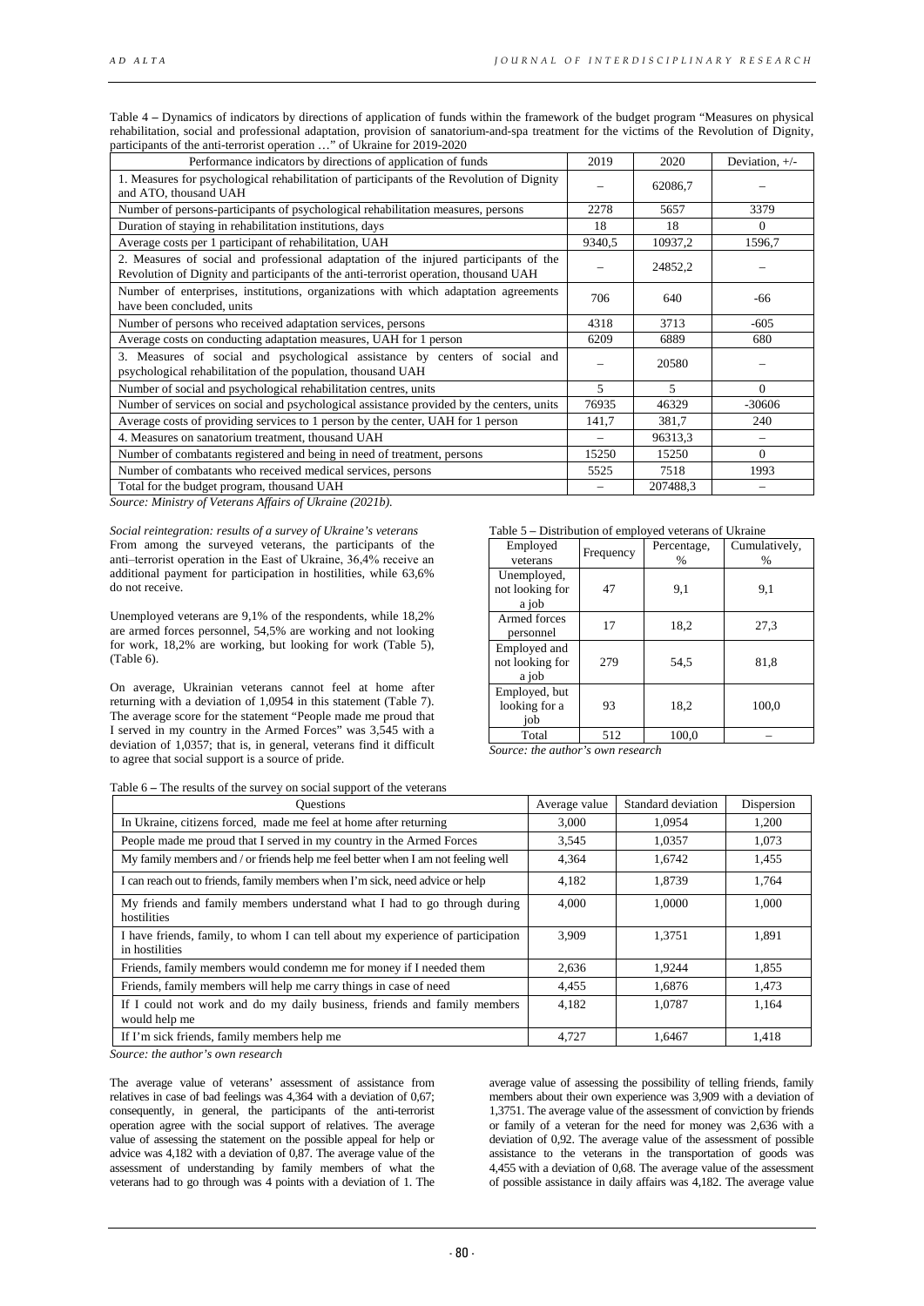Table 4 **–** Dynamics of indicators by directions of application of funds within the framework of the budget program "Measures on physical rehabilitation, social and professional adaptation, provision of sanatorium-and-spa treatment for the victims of the Revolution of Dignity, participants of the anti-terrorist operation …" of Ukraine for 2019-2020

| Performance indicators by directions of application of funds | 2019 | 2020 | Deviation, +/- |
|---|---|---|---|
| 1. Measures for psychological rehabilitation of participants of the Revolution of Dignity and ATO, thousand UAH | – | 62086,7 | – |
| Number of persons-participants of psychological rehabilitation measures, persons | 2278 | 5657 | 3379 |
| Duration of staying in rehabilitation institutions, days | 18 | 18 | 0 |
| Average costs per 1 participant of rehabilitation, UAH | 9340,5 | 10937,2 | 1596,7 |
| 2. Measures of social and professional adaptation of the injured participants of the Revolution of Dignity and participants of the anti-terrorist operation, thousand UAH | – | 24852,2 | – |
| Number of enterprises, institutions, organizations with which adaptation agreements have been concluded, units | 706 | 640 | -66 |
| Number of persons who received adaptation services, persons | 4318 | 3713 | -605 |
| Average costs on conducting adaptation measures, UAH for 1 person | 6209 | 6889 | 680 |
| 3. Measures of social and psychological assistance by centers of social and psychological rehabilitation of the population, thousand UAH | – | 20580 | – |
| Number of social and psychological rehabilitation centres, units | 5 | 5 | 0 |
| Number of services on social and psychological assistance provided by the centers, units | 76935 | 46329 | -30606 |
| Average costs of providing services to 1 person by the center, UAH for 1 person | 141,7 | 381,7 | 240 |
| 4. Measures on sanatorium treatment, thousand UAH | – | 96313,3 | – |
| Number of combatants registered and being in need of treatment, persons | 15250 | 15250 | 0 |
| Number of combatants who received medical services, persons | 5525 | 7518 | 1993 |
| Total for the budget program, thousand UAH | – | 207488,3 | – |

*Source: Ministry of Veterans Affairs of Ukraine (2021b).*

*Social reintegration: results of a survey of Ukraine's veterans*

From among the surveyed veterans, the participants of the anti–terrorist operation in the East of Ukraine, 36,4% receive an additional payment for participation in hostilities, while 63,6% do not receive.

Unemployed veterans are 9,1% of the respondents, while 18,2% are armed forces personnel, 54,5% are working and not looking for work, 18,2% are working, but looking for work (Table 5), (Table 6).

On average, Ukrainian veterans cannot feel at home after returning with a deviation of 1,0954 in this statement (Table 7). The average score for the statement "People made me proud that I served in my country in the Armed Forces" was 3,545 with a deviation of 1,0357; that is, in general, veterans find it difficult to agree that social support is a source of pride.

Table 5 **–** Distribution of employed veterans of Ukraine

| Employed veterans | Frequency | Percentage, % | Cumulatively, % |
|---|---|---|---|
| Unemployed, not looking for a job | 47 | 9,1 | 9,1 |
| Armed forces personnel | 17 | 18,2 | 27,3 |
| Employed and not looking for a job | 279 | 54,5 | 81,8 |
| Employed, but looking for a job | 93 | 18,2 | 100,0 |
| Total | 512 | 100,0 | – |

*Source: the author's own research*

Table 6 **–** The results of the survey on social support of the veterans

| Questions | Average value | Standard deviation | Dispersion |
|---|---|---|---|
| In Ukraine, citizens forced, made me feel at home after returning | 3,000 | 1,0954 | 1,200 |
| People made me proud that I served in my country in the Armed Forces | 3,545 | 1,0357 | 1,073 |
| My family members and / or friends help me feel better when I am not feeling well | 4,364 | 1,6742 | 1,455 |
| I can reach out to friends, family members when I'm sick, need advice or help | 4,182 | 1,8739 | 1,764 |
| My friends and family members understand what I had to go through during hostilities | 4,000 | 1,0000 | 1,000 |
| I have friends, family, to whom I can tell about my experience of participation in hostilities | 3,909 | 1,3751 | 1,891 |
| Friends, family members would condemn me for money if I needed them | 2,636 | 1,9244 | 1,855 |
| Friends, family members will help me carry things in case of need | 4,455 | 1,6876 | 1,473 |
| If I could not work and do my daily business, friends and family members would help me | 4,182 | 1,0787 | 1,164 |
| If I'm sick friends, family members help me | 4,727 | 1,6467 | 1,418 |

*Source: the author's own research*

The average value of veterans' assessment of assistance from relatives in case of bad feelings was 4,364 with a deviation of 0,67; consequently, in general, the participants of the anti-terrorist operation agree with the social support of relatives. The average value of assessing the statement on the possible appeal for help or advice was 4,182 with a deviation of 0,87. The average value of the assessment of understanding by family members of what the veterans had to go through was 4 points with a deviation of 1. The average value of assessing the possibility of telling friends, family members about their own experience was 3,909 with a deviation of 1,3751. The average value of the assessment of conviction by friends or family of a veteran for the need for money was 2,636 with a deviation of 0,92. The average value of the assessment of possible assistance to the veterans in the transportation of goods was 4,455 with a deviation of 0,68. The average value of the assessment of possible assistance in daily affairs was 4,182. The average value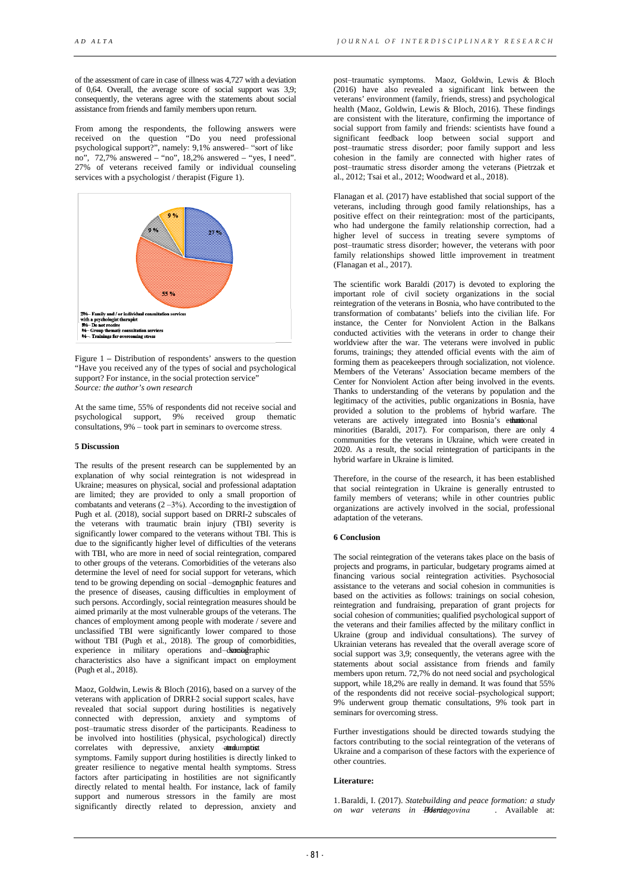of the assessment of care in case of illness was 4,727 with a deviation of 0,64. Overall, the average score of social support was 3,9; consequently, the veterans agree with the statements about social assistance from friends and family members upon return.

From among the respondents, the following answers were received on the question "Do you need professional psychological support?", namely: 9,1% answered– "sort of like no", 72,7% answered – "no", 18,2% answered – "yes, I need". 27% of veterans received family or individual counseling services with a psychologist / therapist (Figure 1).

Figure 1 – Distribution of respondents' answers to the question "Have you received any of the types of social and psychological support? For instance, in the social protection service"
*Source: the author's own research*

At the same time, 55% of respondents did not receive social and psychological support, 9% received group thematic consultations, 9% – took part in seminars to overcome stress.

**5 Discussion**

The results of the present research can be supplemented by an explanation of why social reintegration is not widespread in Ukraine; measures on physical, social and professional adaptation are limited; they are provided to only a small proportion of combatants and veterans (2 –3%). According to the investigation of Pugh et al. (2018), social support based on DRRI-2 subscales of the veterans with traumatic brain injury (TBI) severity is significantly lower compared to the veterans without TBI. This is due to the significantly higher level of difficulties of the veterans with TBI, who are more in need of social reintegration, compared to other groups of the veterans. Comorbidities of the veterans also determine the level of need for social support for veterans, which tend to be growing depending on social–demographic features and the presence of diseases, causing difficulties in employment of such persons. Accordingly, social reintegration measures should be aimed primarily at the most vulnerable groups of the veterans. The chances of employment among people with moderate / severe and unclassified TBI were significantly lower compared to those without TBI (Pugh et al., 2018). The group of comorbidities, experience in military operations and social–demographic characteristics also have a significant impact on employment (Pugh et al., 2018).

Maoz, Goldwin, Lewis & Bloch (2016), based on a survey of the veterans with application of DRRI-2 social support scales, have revealed that social support during hostilities is negatively connected with depression, anxiety and symptoms of post–traumatic stress disorder of the participants. Readiness to be involved into hostilities (physical, psychological) directly correlates with depressive, anxiety and post–traumatic symptoms. Family support during hostilities is directly linked to greater resilience to negative mental health symptoms. Stress factors after participating in hostilities are not significantly directly related to mental health. For instance, lack of family support and numerous stressors in the family are most significantly directly related to depression, anxiety and post–traumatic symptoms. Maoz, Goldwin, Lewis & Bloch (2016) have also revealed a significant link between the veterans' environment (family, friends, stress) and psychological health (Maoz, Goldwin, Lewis & Bloch, 2016). These findings are consistent with the literature, confirming the importance of social support from family and friends: scientists have found a significant feedback loop between social support and post–traumatic stress disorder; poor family support and less cohesion in the family are connected with higher rates of post–traumatic stress disorder among the veterans (Pietrzak et al., 2012; Tsai et al., 2012; Woodward et al., 2018).

Flanagan et al. (2017) have established that social support of the veterans, including through good family relationships, has a positive effect on their reintegration: most of the participants, who had undergone the family relationship correction, had a higher level of success in treating severe symptoms of post–traumatic stress disorder; however, the veterans with poor family relationships showed little improvement in treatment (Flanagan et al., 2017).

The scientific work Baraldi (2017) is devoted to exploring the important role of civil society organizations in the social reintegration of the veterans in Bosnia, who have contributed to the transformation of combatants' beliefs into the civilian life. For instance, the Center for Nonviolent Action in the Balkans conducted activities with the veterans in order to change their worldview after the war. The veterans were involved in public forums, trainings; they attended official events with the aim of forming them as peacekeepers through socialization, not violence. Members of the Veterans' Association became members of the Center for Nonviolent Action after being involved in the events. Thanks to understanding of the veterans by population and the legitimacy of the activities, public organizations in Bosnia, have provided a solution to the problems of hybrid warfare. The veterans are actively integrated into Bosnia's ethnic national minorities (Baraldi, 2017). For comparison, there are only 4 communities for the veterans in Ukraine, which were created in 2020. As a result, the social reintegration of participants in the hybrid warfare in Ukraine is limited.

Therefore, in the course of the research, it has been established that social reintegration in Ukraine is generally entrusted to family members of veterans; while in other countries public organizations are actively involved in the social, professional adaptation of the veterans.

**6 Conclusion**

The social reintegration of the veterans takes place on the basis of projects and programs, in particular, budgetary programs aimed at financing various social reintegration activities. Psychosocial assistance to the veterans and social cohesion in communities is based on the activities as follows: trainings on social cohesion, reintegration and fundraising, preparation of grant projects for social cohesion of communities; qualified psychological support of the veterans and their families affected by the military conflict in Ukraine (group and individual consultations). The survey of Ukrainian veterans has revealed that the overall average score of social support was 3,9; consequently, the veterans agree with the statements about social assistance from friends and family members upon return. 72,7% do not need social and psychological support, while 18,2% are really in demand. It was found that 55% of the respondents did not receive social–psychological support; 9% underwent group thematic consultations, 9% took part in seminars for overcoming stress.

Further investigations should be directed towards studying the factors contributing to the social reintegration of the veterans of Ukraine and a comparison of these factors with the experience of other countries.

**Literature:**

1. Baraldi, I. (2017). *Statebuilding and peace formation: a study on war veterans in Bosnia–Herzegovina*. Available at: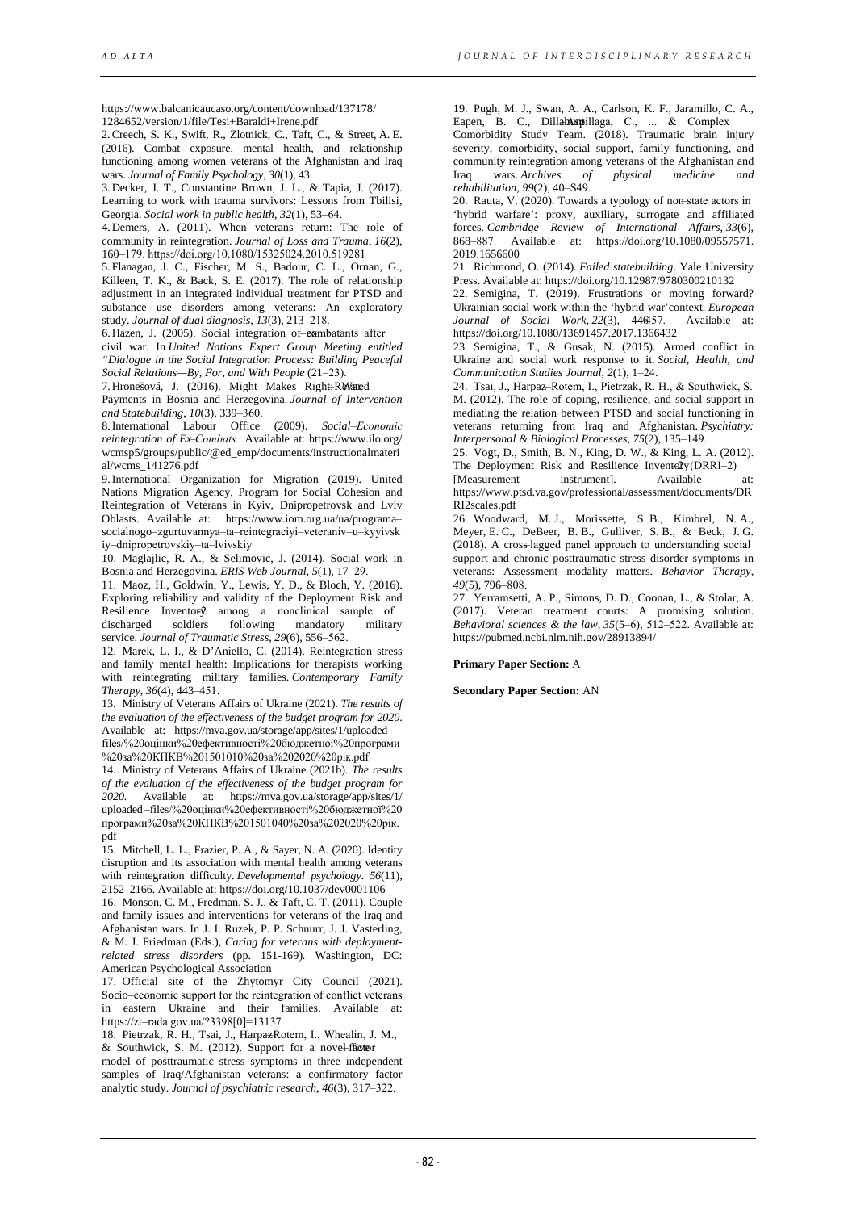https://www.balcanicaucaso.org/content/download/137178/1284652/version/1/file/Tesi+Baraldi+Irene.pdf

2. Creech, S. K., Swift, R., Zlotnick, C., Taft, C., & Street, A. E. (2016). Combat exposure, mental health, and relationship functioning among women veterans of the Afghanistan and Iraq wars. *Journal of Family Psychology*, *30*(1), 43.

3. Decker, J. T., Constantine Brown, J. L., & Tapia, J. (2017). Learning to work with trauma survivors: Lessons from Tbilisi, Georgia. *Social work in public health*, *32*(1), 53–64.

4. Demers, A. (2011). When veterans return: The role of community in reintegration. *Journal of Loss and Trauma*, *16*(2), 160–179. https://doi.org/10.1080/15325024.2010.519281

5. Flanagan, J. C., Fischer, M. S., Badour, C. L., Ornan, G., Killeen, T. K., & Back, S. E. (2017). The role of relationship adjustment in an integrated individual treatment for PTSD and substance use disorders among veterans: An exploratory study. *Journal of dual diagnosis*, *13*(3), 213–218.

6. Hazen, J. (2005). Social integration of ex-combatants after civil war. In *United Nations Expert Group Meeting entitled "Dialogue in the Social Integration Process: Building Peaceful Social Relations—By, For, and With People* (21–23).

7. Hronešová, J. (2016). Might Makes Right: War-Related Payments in Bosnia and Herzegovina. *Journal of Intervention and Statebuilding*, *10*(3), 339–360.

8. International Labour Office (2009). *Social–Economic reintegration of Ex-Combats.* Available at: https://www.ilo.org/wcmsp5/groups/public/@ed_emp/documents/instructionalmaterial/wcms_141276.pdf

9. International Organization for Migration (2019). United Nations Migration Agency, Program for Social Cohesion and Reintegration of Veterans in Kyiv, Dnipropetrovsk and Lviv Oblasts. Available at: https://www.iom.org.ua/ua/programa–socialnogo–zgurtuvannya–ta–reintegraciyi–veteraniv–u–kyyivskiy–dnipropetrovskiy–ta–lvivskiy

10. Maglajlic, R. A., & Selimovic, J. (2014). Social work in Bosnia and Herzegovina. *ERIS Web Journal*, *5*(1), 17–29.

11. Maoz, H., Goldwin, Y., Lewis, Y. D., & Bloch, Y. (2016). Exploring reliability and validity of the Deployment Risk and Resilience Inventory-2 among a nonclinical sample of discharged soldiers following mandatory military service. *Journal of Traumatic Stress*, *29*(6), 556–562.

12. Marek, L. I., & D'Aniello, C. (2014). Reintegration stress and family mental health: Implications for therapists working with reintegrating military families. *Contemporary Family Therapy*, *36*(4), 443–451.

13. Ministry of Veterans Affairs of Ukraine (2021). *The results of the evaluation of the effectiveness of the budget program for 2020*. Available at: https://mva.gov.ua/storage/app/sites/1/uploaded – files/%20оцінки%20ефективності%20бюджетної%20програми%20за%20КПКВ%201501010%20за%202020%20рік.pdf

14. Ministry of Veterans Affairs of Ukraine (2021b). *The results of the evaluation of the effectiveness of the budget program for 2020.* Available at: https://mva.gov.ua/storage/app/sites/1/uploaded–files/%20оцінки%20ефективності%20бюджетної%20програми%20за%20КПКВ%201501040%20за%202020%20рік.pdf

15. Mitchell, L. L., Frazier, P. A., & Sayer, N. A. (2020). Identity disruption and its association with mental health among veterans with reintegration difficulty. *Developmental psychology*. *56*(11), 2152–2166. Available at: https://doi.org/10.1037/dev0001106

16. Monson, C. M., Fredman, S. J., & Taft, C. T. (2011). Couple and family issues and interventions for veterans of the Iraq and Afghanistan wars. In J. I. Ruzek, P. P. Schnurr, J. J. Vasterling, & M. J. Friedman (Eds.), *Caring for veterans with deployment-related stress disorders* (pp. 151-169). Washington, DC: American Psychological Association

17. Official site of the Zhytomyr City Council (2021). Socio–economic support for the reintegration of conflict veterans in eastern Ukraine and their families. Available at: https://zt–rada.gov.ua/?3398[0]=13137

18. Pietrzak, R. H., Tsai, J., Harpaz-Rotem, I., Whealin, J. M., & Southwick, S. M. (2012). Support for a novel 5-factor model of posttraumatic stress symptoms in three independent samples of Iraq/Afghanistan veterans: a confirmatory factor analytic study. *Journal of psychiatric research*, *46*(3), 317–322.

19. Pugh, M. J., Swan, A. A., Carlson, K. F., Jaramillo, C. A., Eapen, B. C., Dillahunt-Aspillaga, C., ... & Complex Comorbidity Study Team. (2018). Traumatic brain injury severity, comorbidity, social support, family functioning, and community reintegration among veterans of the Afghanistan and Iraq wars. *Archives of physical medicine and rehabilitation*, *99*(2), 40–S49.

20. Rauta, V. (2020). Towards a typology of non-state actors in 'hybrid warfare': proxy, auxiliary, surrogate and affiliated forces. *Cambridge Review of International Affairs*, *33*(6), 868–887. Available at: https://doi.org/10.1080/09557571.2019.1656600

21. Richmond, O. (2014). *Failed statebuilding*. Yale University Press. Available at: https://doi.org/10.12987/9780300210132

22. Semigina, T. (2019). Frustrations or moving forward? Ukrainian social work within the 'hybrid war' context. *European Journal of Social Work*, *22*(3), 446-457. Available at: https://doi.org/10.1080/13691457.2017.1366432

23. Semigina, T., & Gusak, N. (2015). Armed conflict in Ukraine and social work response to it. *Social, Health, and Communication Studies Journal*, *2*(1), 1–24.

24. Tsai, J., Harpaz–Rotem, I., Pietrzak, R. H., & Southwick, S. M. (2012). The role of coping, resilience, and social support in mediating the relation between PTSD and social functioning in veterans returning from Iraq and Afghanistan. *Psychiatry: Interpersonal & Biological Processes*, *75*(2), 135–149.

25. Vogt, D., Smith, B. N., King, D. W., & King, L. A. (2012). The Deployment Risk and Resilience Inventory-2 (DRRI–2) [Measurement instrument]. Available at: https://www.ptsd.va.gov/professional/assessment/documents/DRRI2scales.pdf

26. Woodward, M. J., Morissette, S. B., Kimbrel, N. A., Meyer, E. C., DeBeer, B. B., Gulliver, S. B., & Beck, J. G. (2018). A cross-lagged panel approach to understanding social support and chronic posttraumatic stress disorder symptoms in veterans: Assessment modality matters. *Behavior Therapy*, *49*(5), 796–808.

27. Yerramsetti, A. P., Simons, D. D., Coonan, L., & Stolar, A. (2017). Veteran treatment courts: A promising solution. *Behavioral sciences & the law*, *35*(5–6), 512–522. Available at: https://pubmed.ncbi.nlm.nih.gov/28913894/

**Primary Paper Section:** A

**Secondary Paper Section:** AN